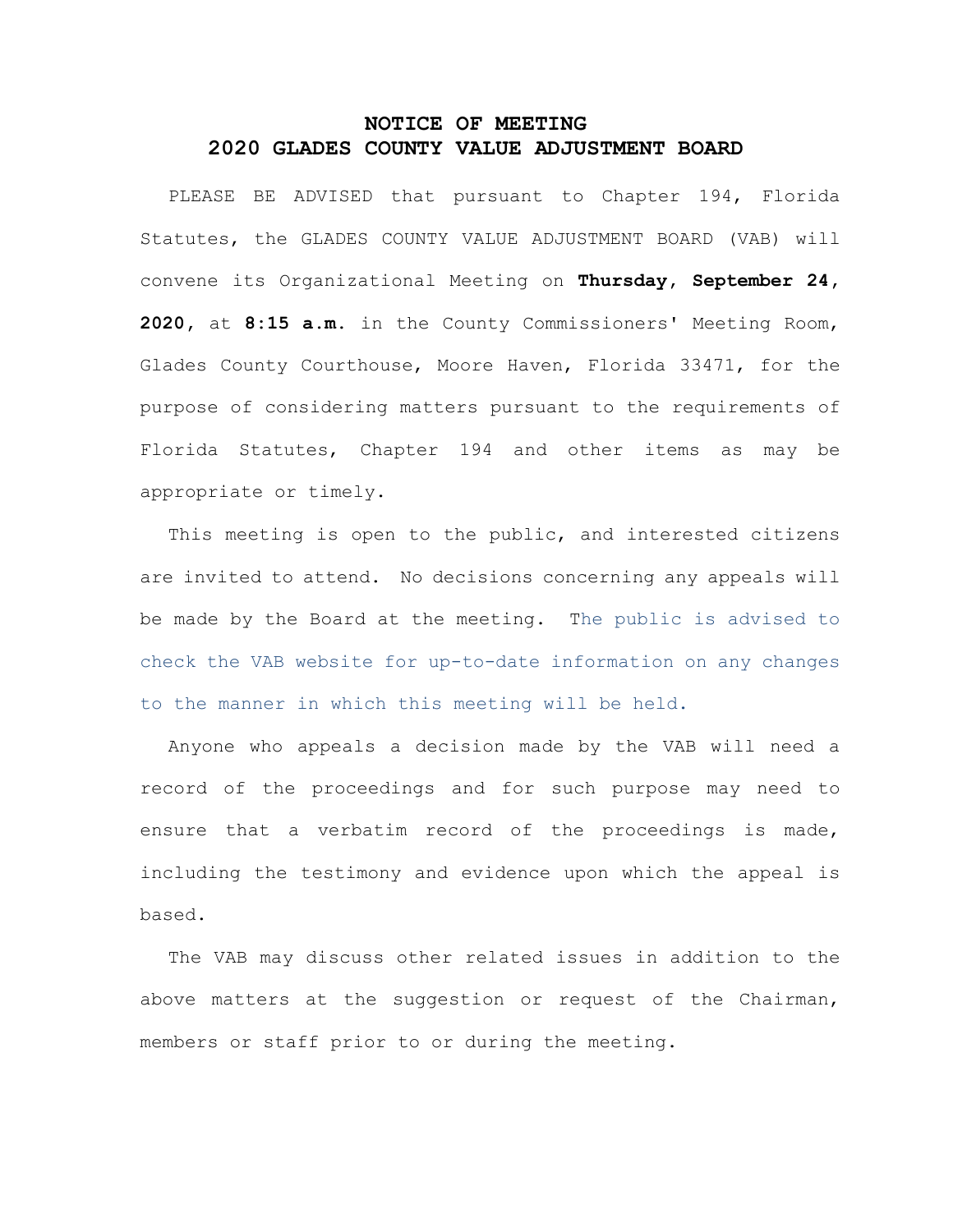# NOTICE OF MEETING
# 2020 GLADES COUNTY VALUE ADJUSTMENT BOARD

PLEASE BE ADVISED that pursuant to Chapter 194, Florida Statutes, the GLADES COUNTY VALUE ADJUSTMENT BOARD (VAB) will convene its Organizational Meeting on **Thursday, September 24, 2020**, at **8:15 a.m.** in the County Commissioners' Meeting Room, Glades County Courthouse, Moore Haven, Florida 33471, for the purpose of considering matters pursuant to the requirements of Florida Statutes, Chapter 194 and other items as may be appropriate or timely.

This meeting is open to the public, and interested citizens are invited to attend. No decisions concerning any appeals will be made by the Board at the meeting. The public is advised to check the VAB website for up-to-date information on any changes to the manner in which this meeting will be held.

Anyone who appeals a decision made by the VAB will need a record of the proceedings and for such purpose may need to ensure that a verbatim record of the proceedings is made, including the testimony and evidence upon which the appeal is based.

The VAB may discuss other related issues in addition to the above matters at the suggestion or request of the Chairman, members or staff prior to or during the meeting.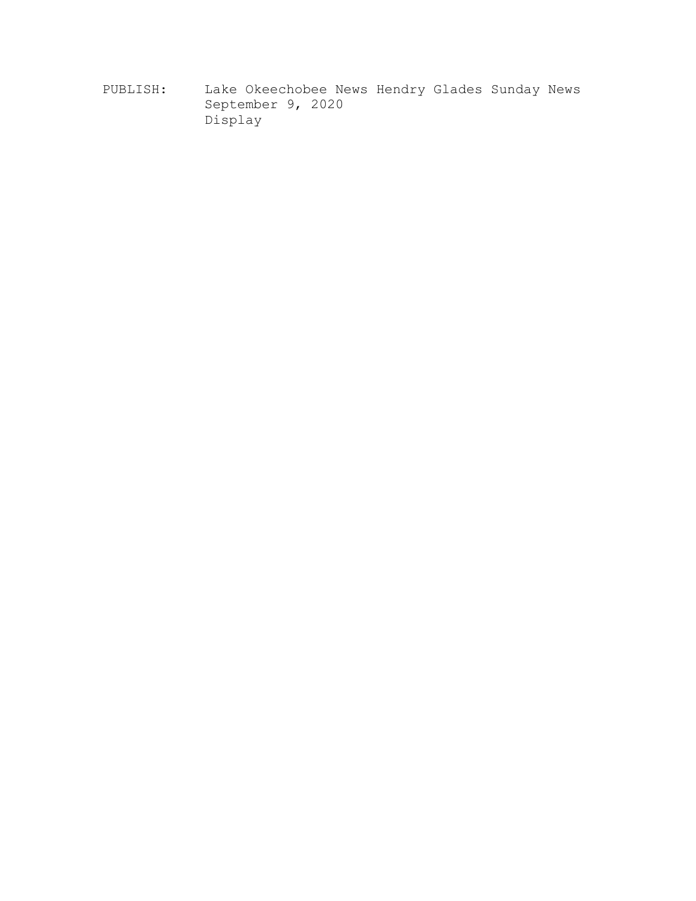PUBLISH: Lake Okeechobee News Hendry Glades Sunday News
September 9, 2020
Display